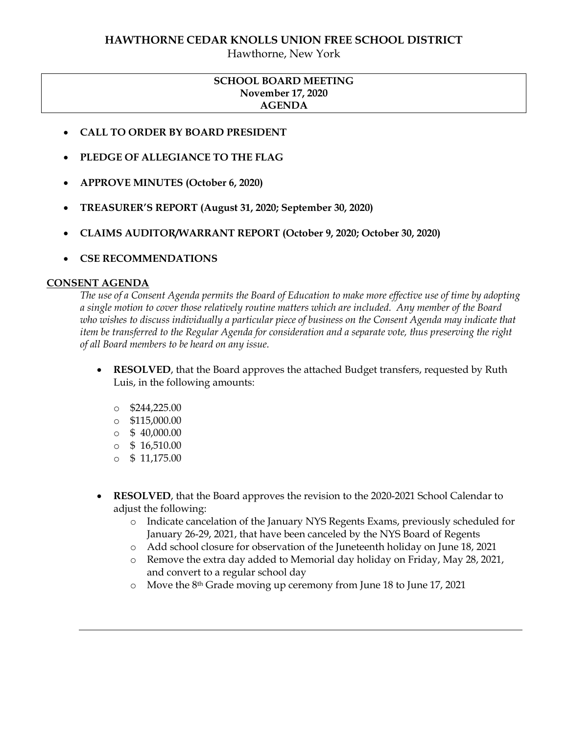# HAWTHORNE CEDAR KNOLLS UNION FREE SCHOOL DISTRICT

Hawthorne, New York

**SCHOOL BOARD MEETING**
**November 17, 2020**
**AGENDA**

- **CALL TO ORDER BY BOARD PRESIDENT**
- **PLEDGE OF ALLEGIANCE TO THE FLAG**
- **APPROVE MINUTES (October 6, 2020)**
- **TREASURER'S REPORT (August 31, 2020; September 30, 2020)**
- **CLAIMS AUDITOR/WARRANT REPORT (October 9, 2020; October 30, 2020)**
- **CSE RECOMMENDATIONS**

## CONSENT AGENDA

*The use of a Consent Agenda permits the Board of Education to make more effective use of time by adopting a single motion to cover those relatively routine matters which are included. Any member of the Board who wishes to discuss individually a particular piece of business on the Consent Agenda may indicate that item be transferred to the Regular Agenda for consideration and a separate vote, thus preserving the right of all Board members to be heard on any issue.*

- **RESOLVED**, that the Board approves the attached Budget transfers, requested by Ruth Luis, in the following amounts:
  - $244,225.00
  - $115,000.00
  - $ 40,000.00
  - $ 16,510.00
  - $ 11,175.00

- **RESOLVED**, that the Board approves the revision to the 2020-2021 School Calendar to adjust the following:
  - Indicate cancelation of the January NYS Regents Exams, previously scheduled for January 26-29, 2021, that have been canceled by the NYS Board of Regents
  - Add school closure for observation of the Juneteenth holiday on June 18, 2021
  - Remove the extra day added to Memorial day holiday on Friday, May 28, 2021, and convert to a regular school day
  - Move the 8th Grade moving up ceremony from June 18 to June 17, 2021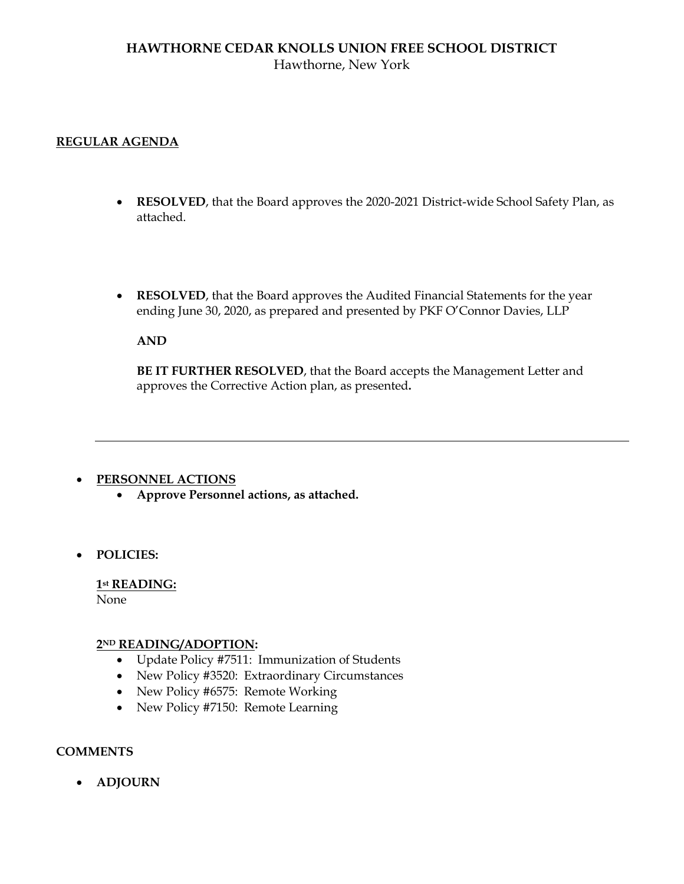**HAWTHORNE CEDAR KNOLLS UNION FREE SCHOOL DISTRICT**
Hawthorne, New York

## REGULAR AGENDA

- **RESOLVED**, that the Board approves the 2020-2021 District-wide School Safety Plan, as attached.

- **RESOLVED**, that the Board approves the Audited Financial Statements for the year ending June 30, 2020, as prepared and presented by PKF O'Connor Davies, LLP

  **AND**

  **BE IT FURTHER RESOLVED**, that the Board accepts the Management Letter and approves the Corrective Action plan, as presented**.**

---

- **PERSONNEL ACTIONS**
  - **Approve Personnel actions, as attached.**

- **POLICIES:**

  **1st READING:**
  None

  **2ND READING/ADOPTION:**
  - Update Policy #7511: Immunization of Students
  - New Policy #3520: Extraordinary Circumstances
  - New Policy #6575: Remote Working
  - New Policy #7150: Remote Learning

**COMMENTS**

- **ADJOURN**